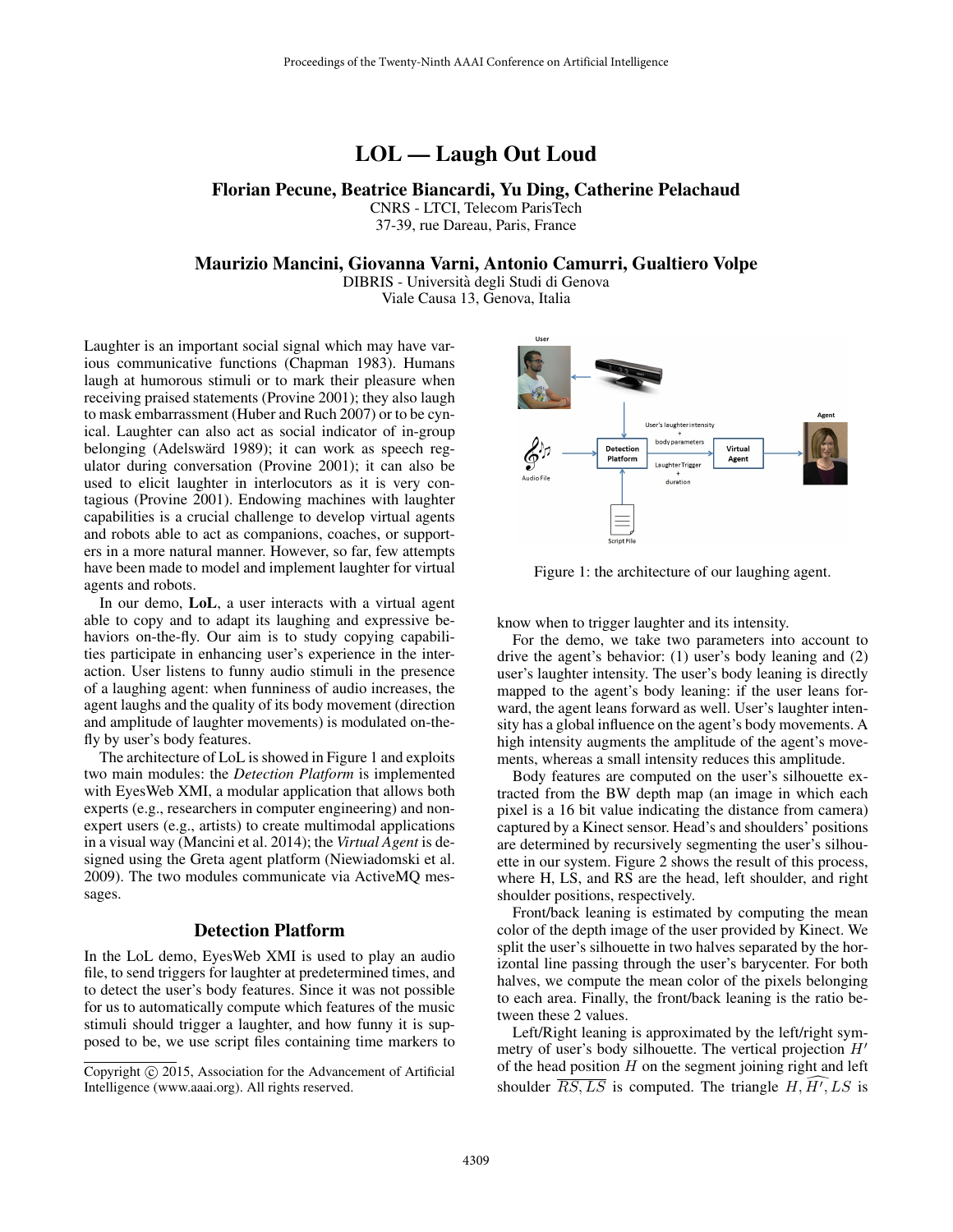# LOL — Laugh Out Loud

**Florian Pecune, Beatrice Biancardi, Yu Ding, Catherine Pelachaud**
CNRS - LTCI, Telecom ParisTech
37-39, rue Dareau, Paris, France

**Maurizio Mancini, Giovanna Varni, Antonio Camurri, Gualtiero Volpe**
DIBRIS - Università degli Studi di Genova
Viale Causa 13, Genova, Italia

Laughter is an important social signal which may have various communicative functions (Chapman 1983). Humans laugh at humorous stimuli or to mark their pleasure when receiving praised statements (Provine 2001); they also laugh to mask embarrassment (Huber and Ruch 2007) or to be cynical. Laughter can also act as social indicator of in-group belonging (Adelswärd 1989); it can work as speech regulator during conversation (Provine 2001); it can also be used to elicit laughter in interlocutors as it is very contagious (Provine 2001). Endowing machines with laughter capabilities is a crucial challenge to develop virtual agents and robots able to act as companions, coaches, or supporters in a more natural manner. However, so far, few attempts have been made to model and implement laughter for virtual agents and robots.

In our demo, **LoL**, a user interacts with a virtual agent able to copy and to adapt its laughing and expressive behaviors on-the-fly. Our aim is to study copying capabilities participate in enhancing user's experience in the interaction. User listens to funny audio stimuli in the presence of a laughing agent: when funniness of audio increases, the agent laughs and the quality of its body movement (direction and amplitude of laughter movements) is modulated on-the-fly by user's body features.

The architecture of LoL is showed in Figure 1 and exploits two main modules: the *Detection Platform* is implemented with EyesWeb XMI, a modular application that allows both experts (e.g., researchers in computer engineering) and non-expert users (e.g., artists) to create multimodal applications in a visual way (Mancini et al. 2014); the *Virtual Agent* is designed using the Greta agent platform (Niewiadomski et al. 2009). The two modules communicate via ActiveMQ messages.

## Detection Platform

In the LoL demo, EyesWeb XMI is used to play an audio file, to send triggers for laughter at predetermined times, and to detect the user's body features. Since it was not possible for us to automatically compute which features of the music stimuli should trigger a laughter, and how funny it is supposed to be, we use script files containing time markers to know when to trigger laughter and its intensity.

Figure 1: the architecture of our laughing agent.

For the demo, we take two parameters into account to drive the agent's behavior: (1) user's body leaning and (2) user's laughter intensity. The user's body leaning is directly mapped to the agent's body leaning: if the user leans forward, the agent leans forward as well. User's laughter intensity has a global influence on the agent's body movements. A high intensity augments the amplitude of the agent's movements, whereas a small intensity reduces this amplitude.

Body features are computed on the user's silhouette extracted from the BW depth map (an image in which each pixel is a 16 bit value indicating the distance from camera) captured by a Kinect sensor. Head's and shoulders' positions are determined by recursively segmenting the user's silhouette in our system. Figure 2 shows the result of this process, where H, LS, and RS are the head, left shoulder, and right shoulder positions, respectively.

Front/back leaning is estimated by computing the mean color of the depth image of the user provided by Kinect. We split the user's silhouette in two halves separated by the horizontal line passing through the user's barycenter. For both halves, we compute the mean color of the pixels belonging to each area. Finally, the front/back leaning is the ratio between these 2 values.

Left/Right leaning is approximated by the left/right symmetry of user's body silhouette. The vertical projection $H'$ of the head position $H$ on the segment joining right and left shoulder $\overline{RS, LS}$ is computed. The triangle $H, \widehat{H'}, LS$ is

Copyright © 2015, Association for the Advancement of Artificial Intelligence (www.aaai.org). All rights reserved.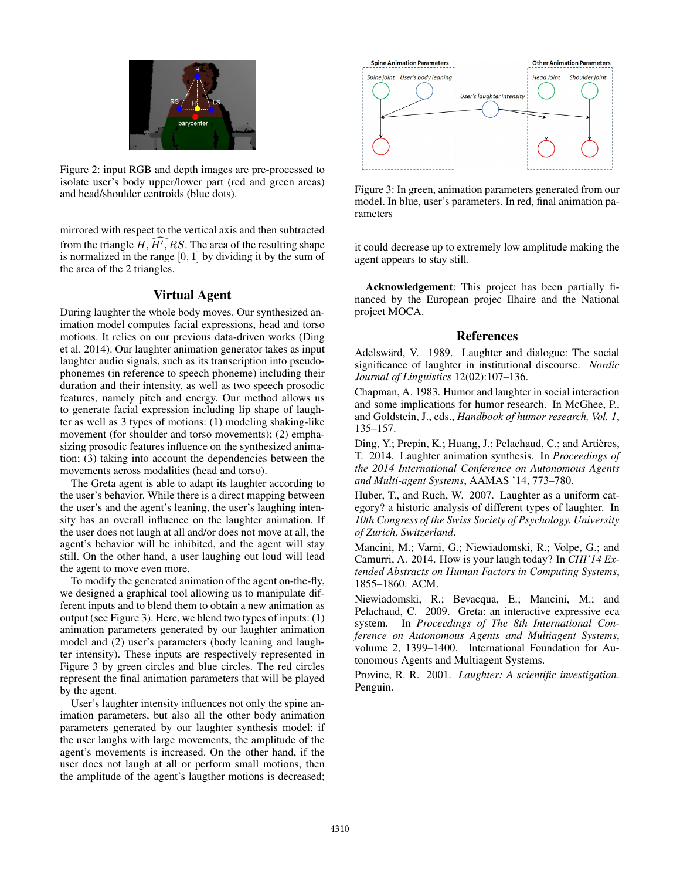Figure 2: input RGB and depth images are pre-processed to isolate user's body upper/lower part (red and green areas) and head/shoulder centroids (blue dots).

mirrored with respect to the vertical axis and then subtracted from the triangle $H, \widehat{H'}, RS$. The area of the resulting shape is normalized in the range $[0, 1]$ by dividing it by the sum of the area of the 2 triangles.

## Virtual Agent

During laughter the whole body moves. Our synthesized animation model computes facial expressions, head and torso motions. It relies on our previous data-driven works (Ding et al. 2014). Our laughter animation generator takes as input laughter audio signals, such as its transcription into pseudo-phonemes (in reference to speech phoneme) including their duration and their intensity, as well as two speech prosodic features, namely pitch and energy. Our method allows us to generate facial expression including lip shape of laughter as well as 3 types of motions: (1) modeling shaking-like movement (for shoulder and torso movements); (2) emphasizing prosodic features influence on the synthesized animation; (3) taking into account the dependencies between the movements across modalities (head and torso).

The Greta agent is able to adapt its laughter according to the user's behavior. While there is a direct mapping between the user's and the agent's leaning, the user's laughing intensity has an overall influence on the laughter animation. If the user does not laugh at all and/or does not move at all, the agent's behavior will be inhibited, and the agent will stay still. On the other hand, a user laughing out loud will lead the agent to move even more.

To modify the generated animation of the agent on-the-fly, we designed a graphical tool allowing us to manipulate different inputs and to blend them to obtain a new animation as output (see Figure 3). Here, we blend two types of inputs: (1) animation parameters generated by our laughter animation model and (2) user's parameters (body leaning and laughter intensity). These inputs are respectively represented in Figure 3 by green circles and blue circles. The red circles represent the final animation parameters that will be played by the agent.

User's laughter intensity influences not only the spine animation parameters, but also all the other body animation parameters generated by our laughter synthesis model: if the user laughs with large movements, the amplitude of the agent's movements is increased. On the other hand, if the user does not laugh at all or perform small motions, then the amplitude of the agent's laugther motions is decreased; it could decrease up to extremely low amplitude making the agent appears to stay still.

Spine Animation Parameters
Spine joint
User's body leaning
User's laughter intensity
Other Animation Parameters
Head Joint
Shoulder joint

Figure 3: In green, animation parameters generated from our model. In blue, user's parameters. In red, final animation parameters

**Acknowledgement**: This project has been partially financed by the European projec Ilhaire and the National project MOCA.

## References

Adelswärd, V. 1989. Laughter and dialogue: The social significance of laughter in institutional discourse. *Nordic Journal of Linguistics* 12(02):107–136.

Chapman, A. 1983. Humor and laughter in social interaction and some implications for humor research. In McGhee, P., and Goldstein, J., eds., *Handbook of humor research, Vol. 1*, 135–157.

Ding, Y.; Prepin, K.; Huang, J.; Pelachaud, C.; and Artières, T. 2014. Laughter animation synthesis. In *Proceedings of the 2014 International Conference on Autonomous Agents and Multi-agent Systems*, AAMAS '14, 773–780.

Huber, T., and Ruch, W. 2007. Laughter as a uniform category? a historic analysis of different types of laughter. In *10th Congress of the Swiss Society of Psychology. University of Zurich, Switzerland*.

Mancini, M.; Varni, G.; Niewiadomski, R.; Volpe, G.; and Camurri, A. 2014. How is your laugh today? In *CHI'14 Extended Abstracts on Human Factors in Computing Systems*, 1855–1860. ACM.

Niewiadomski, R.; Bevacqua, E.; Mancini, M.; and Pelachaud, C. 2009. Greta: an interactive expressive eca system. In *Proceedings of The 8th International Conference on Autonomous Agents and Multiagent Systems*, volume 2, 1399–1400. International Foundation for Autonomous Agents and Multiagent Systems.

Provine, R. R. 2001. *Laughter: A scientific investigation*. Penguin.